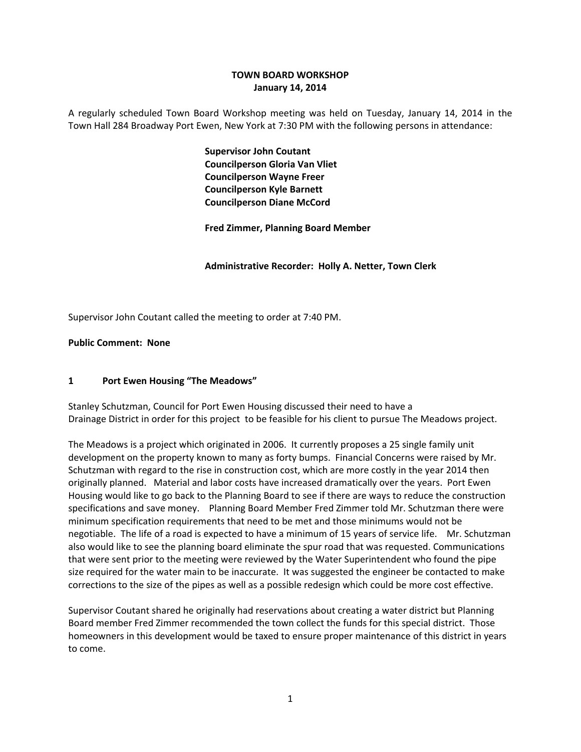# TOWN BOARD WORKSHOP
## January 14, 2014

A regularly scheduled Town Board Workshop meeting was held on Tuesday, January 14, 2014 in the Town Hall 284 Broadway Port Ewen, New York at 7:30 PM with the following persons in attendance:

**Supervisor John Coutant**
**Councilperson Gloria Van Vliet**
**Councilperson Wayne Freer**
**Councilperson Kyle Barnett**
**Councilperson Diane McCord**

**Fred Zimmer, Planning Board Member**

**Administrative Recorder: Holly A. Netter, Town Clerk**

Supervisor John Coutant called the meeting to order at 7:40 PM.

**Public Comment: None**

### 1 Port Ewen Housing "The Meadows"

Stanley Schutzman, Council for Port Ewen Housing discussed their need to have a Drainage District in order for this project to be feasible for his client to pursue The Meadows project.

The Meadows is a project which originated in 2006. It currently proposes a 25 single family unit development on the property known to many as forty bumps. Financial Concerns were raised by Mr. Schutzman with regard to the rise in construction cost, which are more costly in the year 2014 then originally planned. Material and labor costs have increased dramatically over the years. Port Ewen Housing would like to go back to the Planning Board to see if there are ways to reduce the construction specifications and save money. Planning Board Member Fred Zimmer told Mr. Schutzman there were minimum specification requirements that need to be met and those minimums would not be negotiable. The life of a road is expected to have a minimum of 15 years of service life. Mr. Schutzman also would like to see the planning board eliminate the spur road that was requested. Communications that were sent prior to the meeting were reviewed by the Water Superintendent who found the pipe size required for the water main to be inaccurate. It was suggested the engineer be contacted to make corrections to the size of the pipes as well as a possible redesign which could be more cost effective.

Supervisor Coutant shared he originally had reservations about creating a water district but Planning Board member Fred Zimmer recommended the town collect the funds for this special district. Those homeowners in this development would be taxed to ensure proper maintenance of this district in years to come.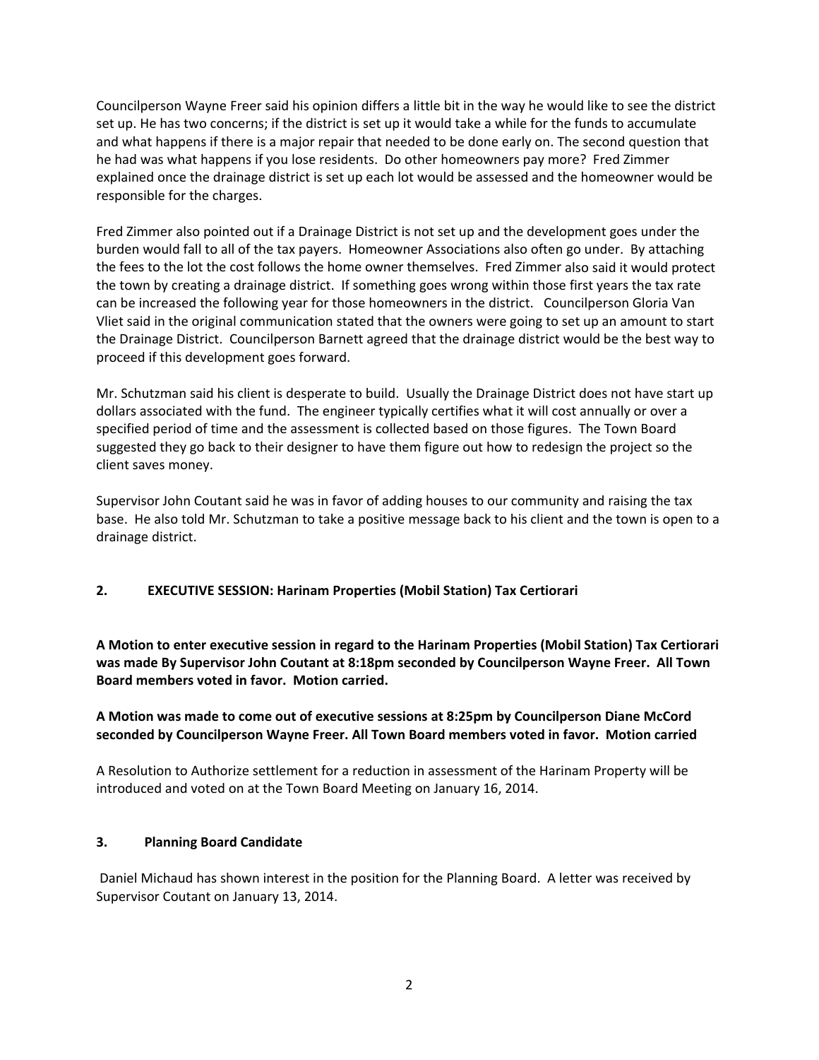Councilperson Wayne Freer said his opinion differs a little bit in the way he would like to see the district set up. He has two concerns; if the district is set up it would take a while for the funds to accumulate and what happens if there is a major repair that needed to be done early on. The second question that he had was what happens if you lose residents. Do other homeowners pay more? Fred Zimmer explained once the drainage district is set up each lot would be assessed and the homeowner would be responsible for the charges.

Fred Zimmer also pointed out if a Drainage District is not set up and the development goes under the burden would fall to all of the tax payers. Homeowner Associations also often go under. By attaching the fees to the lot the cost follows the home owner themselves. Fred Zimmer also said it would protect the town by creating a drainage district. If something goes wrong within those first years the tax rate can be increased the following year for those homeowners in the district. Councilperson Gloria Van Vliet said in the original communication stated that the owners were going to set up an amount to start the Drainage District. Councilperson Barnett agreed that the drainage district would be the best way to proceed if this development goes forward.

Mr. Schutzman said his client is desperate to build. Usually the Drainage District does not have start up dollars associated with the fund. The engineer typically certifies what it will cost annually or over a specified period of time and the assessment is collected based on those figures. The Town Board suggested they go back to their designer to have them figure out how to redesign the project so the client saves money.

Supervisor John Coutant said he was in favor of adding houses to our community and raising the tax base. He also told Mr. Schutzman to take a positive message back to his client and the town is open to a drainage district.

## 2. EXECUTIVE SESSION: Harinam Properties (Mobil Station) Tax Certiorari

**A Motion to enter executive session in regard to the Harinam Properties (Mobil Station) Tax Certiorari was made By Supervisor John Coutant at 8:18pm seconded by Councilperson Wayne Freer. All Town Board members voted in favor. Motion carried.**

**A Motion was made to come out of executive sessions at 8:25pm by Councilperson Diane McCord seconded by Councilperson Wayne Freer. All Town Board members voted in favor. Motion carried**

A Resolution to Authorize settlement for a reduction in assessment of the Harinam Property will be introduced and voted on at the Town Board Meeting on January 16, 2014.

## 3. Planning Board Candidate

Daniel Michaud has shown interest in the position for the Planning Board. A letter was received by Supervisor Coutant on January 13, 2014.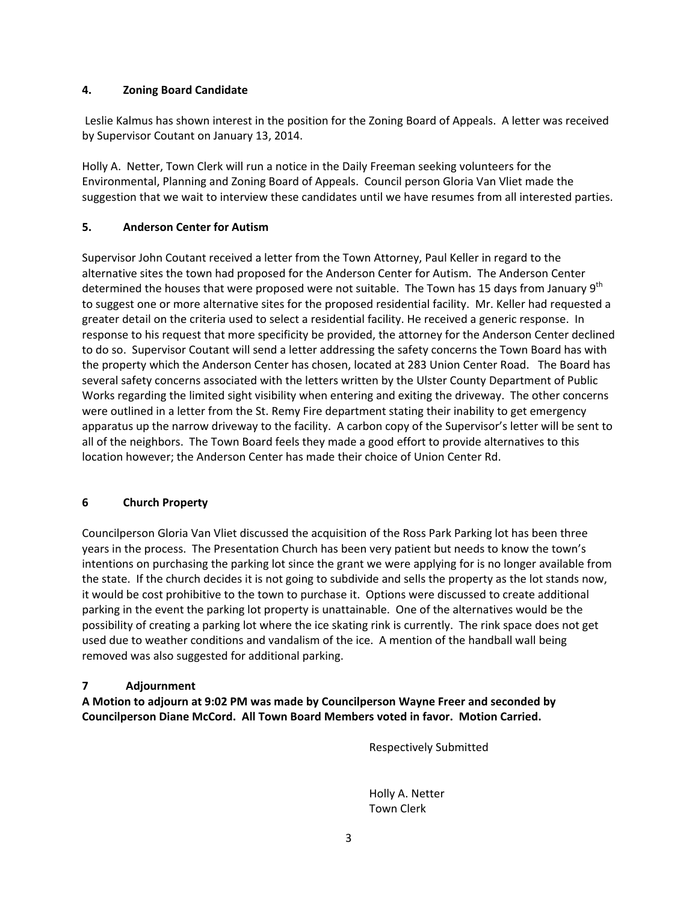### 4. Zoning Board Candidate

Leslie Kalmus has shown interest in the position for the Zoning Board of Appeals. A letter was received by Supervisor Coutant on January 13, 2014.

Holly A. Netter, Town Clerk will run a notice in the Daily Freeman seeking volunteers for the Environmental, Planning and Zoning Board of Appeals. Council person Gloria Van Vliet made the suggestion that we wait to interview these candidates until we have resumes from all interested parties.

### 5. Anderson Center for Autism

Supervisor John Coutant received a letter from the Town Attorney, Paul Keller in regard to the alternative sites the town had proposed for the Anderson Center for Autism. The Anderson Center determined the houses that were proposed were not suitable. The Town has 15 days from January 9th to suggest one or more alternative sites for the proposed residential facility. Mr. Keller had requested a greater detail on the criteria used to select a residential facility. He received a generic response. In response to his request that more specificity be provided, the attorney for the Anderson Center declined to do so. Supervisor Coutant will send a letter addressing the safety concerns the Town Board has with the property which the Anderson Center has chosen, located at 283 Union Center Road. The Board has several safety concerns associated with the letters written by the Ulster County Department of Public Works regarding the limited sight visibility when entering and exiting the driveway. The other concerns were outlined in a letter from the St. Remy Fire department stating their inability to get emergency apparatus up the narrow driveway to the facility. A carbon copy of the Supervisor's letter will be sent to all of the neighbors. The Town Board feels they made a good effort to provide alternatives to this location however; the Anderson Center has made their choice of Union Center Rd.

### 6 Church Property

Councilperson Gloria Van Vliet discussed the acquisition of the Ross Park Parking lot has been three years in the process. The Presentation Church has been very patient but needs to know the town's intentions on purchasing the parking lot since the grant we were applying for is no longer available from the state. If the church decides it is not going to subdivide and sells the property as the lot stands now, it would be cost prohibitive to the town to purchase it. Options were discussed to create additional parking in the event the parking lot property is unattainable. One of the alternatives would be the possibility of creating a parking lot where the ice skating rink is currently. The rink space does not get used due to weather conditions and vandalism of the ice. A mention of the handball wall being removed was also suggested for additional parking.

### 7 Adjournment

**A Motion to adjourn at 9:02 PM was made by Councilperson Wayne Freer and seconded by Councilperson Diane McCord. All Town Board Members voted in favor. Motion Carried.**

Respectively Submitted

Holly A. Netter
Town Clerk